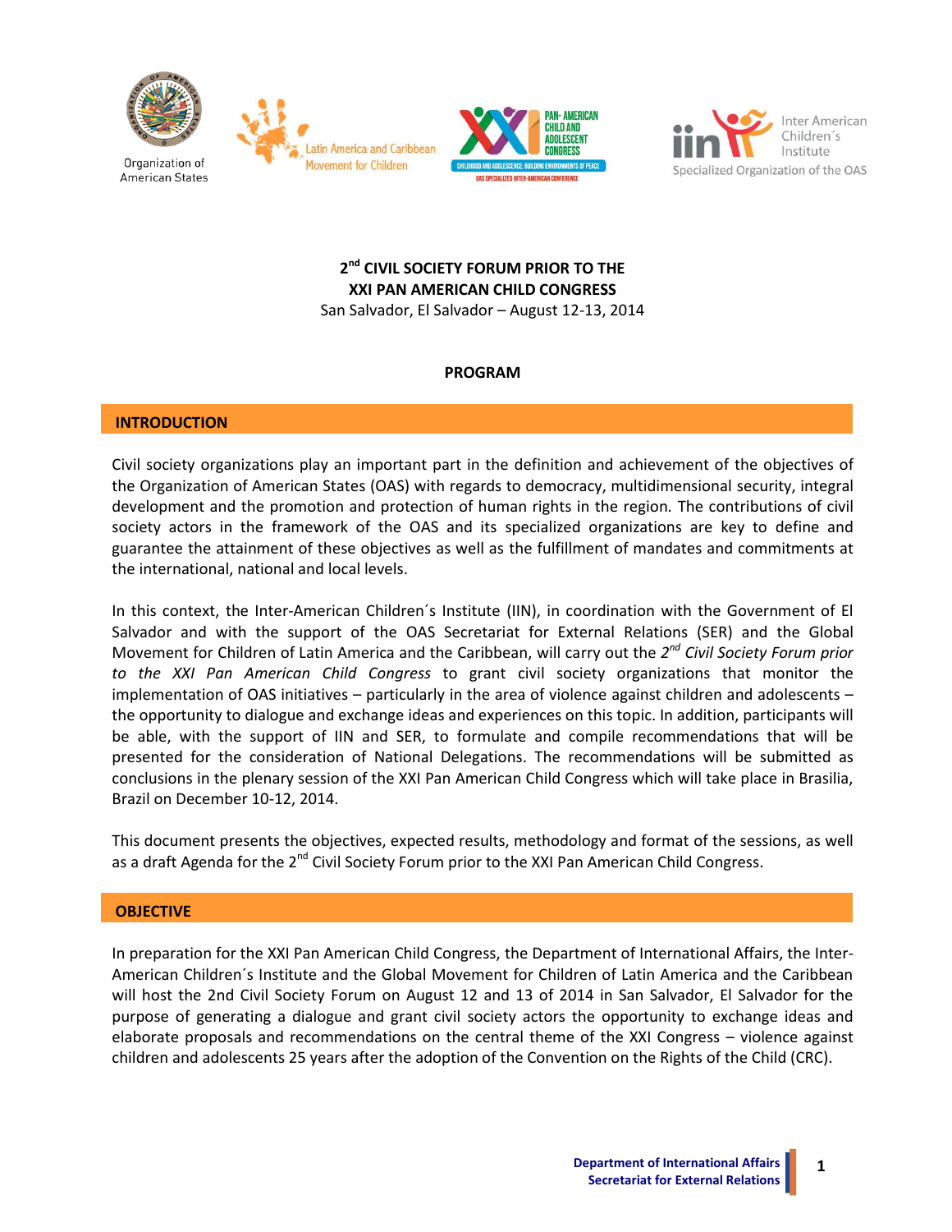Organization of American States

Latin America and Caribbean Movement for Children

PAN- AMERICAN CHILD AND ADOLESCENT CONGRESS

Inter American Children´s Institute — Specialized Organization of the OAS

# 2nd CIVIL SOCIETY FORUM PRIOR TO THE XXI PAN AMERICAN CHILD CONGRESS

San Salvador, El Salvador – August 12-13, 2014

## PROGRAM

## INTRODUCTION

Civil society organizations play an important part in the definition and achievement of the objectives of the Organization of American States (OAS) with regards to democracy, multidimensional security, integral development and the promotion and protection of human rights in the region. The contributions of civil society actors in the framework of the OAS and its specialized organizations are key to define and guarantee the attainment of these objectives as well as the fulfillment of mandates and commitments at the international, national and local levels.

In this context, the Inter-American Children´s Institute (IIN), in coordination with the Government of El Salvador and with the support of the OAS Secretariat for External Relations (SER) and the Global Movement for Children of Latin America and the Caribbean, will carry out the *2nd Civil Society Forum prior to the XXI Pan American Child Congress* to grant civil society organizations that monitor the implementation of OAS initiatives – particularly in the area of violence against children and adolescents – the opportunity to dialogue and exchange ideas and experiences on this topic. In addition, participants will be able, with the support of IIN and SER, to formulate and compile recommendations that will be presented for the consideration of National Delegations. The recommendations will be submitted as conclusions in the plenary session of the XXI Pan American Child Congress which will take place in Brasilia, Brazil on December 10-12, 2014.

This document presents the objectives, expected results, methodology and format of the sessions, as well as a draft Agenda for the 2nd Civil Society Forum prior to the XXI Pan American Child Congress.

## OBJECTIVE

In preparation for the XXI Pan American Child Congress, the Department of International Affairs, the Inter-American Children´s Institute and the Global Movement for Children of Latin America and the Caribbean will host the 2nd Civil Society Forum on August 12 and 13 of 2014 in San Salvador, El Salvador for the purpose of generating a dialogue and grant civil society actors the opportunity to exchange ideas and elaborate proposals and recommendations on the central theme of the XXI Congress – violence against children and adolescents 25 years after the adoption of the Convention on the Rights of the Child (CRC).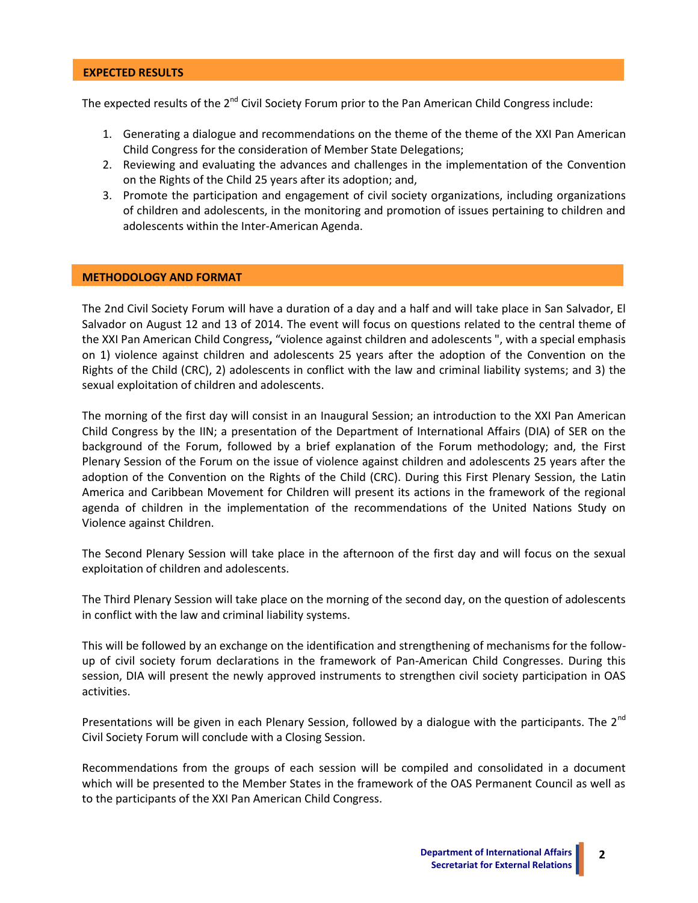## EXPECTED RESULTS

The expected results of the 2nd Civil Society Forum prior to the Pan American Child Congress include:

1. Generating a dialogue and recommendations on the theme of the theme of the XXI Pan American Child Congress for the consideration of Member State Delegations;
2. Reviewing and evaluating the advances and challenges in the implementation of the Convention on the Rights of the Child 25 years after its adoption; and,
3. Promote the participation and engagement of civil society organizations, including organizations of children and adolescents, in the monitoring and promotion of issues pertaining to children and adolescents within the Inter-American Agenda.

## METHODOLOGY AND FORMAT

The 2nd Civil Society Forum will have a duration of a day and a half and will take place in San Salvador, El Salvador on August 12 and 13 of 2014. The event will focus on questions related to the central theme of the XXI Pan American Child Congress**,** "violence against children and adolescents ", with a special emphasis on 1) violence against children and adolescents 25 years after the adoption of the Convention on the Rights of the Child (CRC), 2) adolescents in conflict with the law and criminal liability systems; and 3) the sexual exploitation of children and adolescents.

The morning of the first day will consist in an Inaugural Session; an introduction to the XXI Pan American Child Congress by the IIN; a presentation of the Department of International Affairs (DIA) of SER on the background of the Forum, followed by a brief explanation of the Forum methodology; and, the First Plenary Session of the Forum on the issue of violence against children and adolescents 25 years after the adoption of the Convention on the Rights of the Child (CRC). During this First Plenary Session, the Latin America and Caribbean Movement for Children will present its actions in the framework of the regional agenda of children in the implementation of the recommendations of the United Nations Study on Violence against Children.

The Second Plenary Session will take place in the afternoon of the first day and will focus on the sexual exploitation of children and adolescents.

The Third Plenary Session will take place on the morning of the second day, on the question of adolescents in conflict with the law and criminal liability systems.

This will be followed by an exchange on the identification and strengthening of mechanisms for the follow-up of civil society forum declarations in the framework of Pan-American Child Congresses. During this session, DIA will present the newly approved instruments to strengthen civil society participation in OAS activities.

Presentations will be given in each Plenary Session, followed by a dialogue with the participants. The 2nd Civil Society Forum will conclude with a Closing Session.

Recommendations from the groups of each session will be compiled and consolidated in a document which will be presented to the Member States in the framework of the OAS Permanent Council as well as to the participants of the XXI Pan American Child Congress.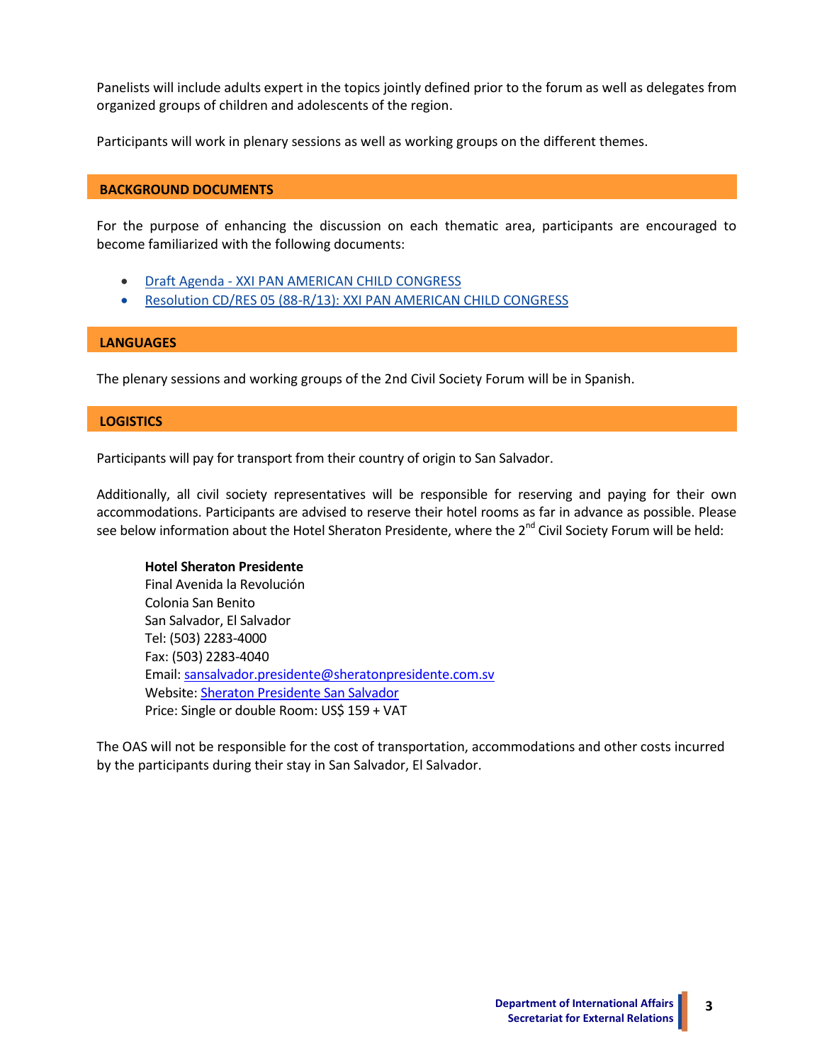Panelists will include adults expert in the topics jointly defined prior to the forum as well as delegates from organized groups of children and adolescents of the region.

Participants will work in plenary sessions as well as working groups on the different themes.

## BACKGROUND DOCUMENTS

For the purpose of enhancing the discussion on each thematic area, participants are encouraged to become familiarized with the following documents:

- Draft Agenda - XXI PAN AMERICAN CHILD CONGRESS
- Resolution CD/RES 05 (88-R/13): XXI PAN AMERICAN CHILD CONGRESS

## LANGUAGES

The plenary sessions and working groups of the 2nd Civil Society Forum will be in Spanish.

## LOGISTICS

Participants will pay for transport from their country of origin to San Salvador.

Additionally, all civil society representatives will be responsible for reserving and paying for their own accommodations. Participants are advised to reserve their hotel rooms as far in advance as possible. Please see below information about the Hotel Sheraton Presidente, where the 2nd Civil Society Forum will be held:

**Hotel Sheraton Presidente**
Final Avenida la Revolución
Colonia San Benito
San Salvador, El Salvador
Tel: (503) 2283-4000
Fax: (503) 2283-4040
Email: sansalvador.presidente@sheratonpresidente.com.sv
Website: Sheraton Presidente San Salvador
Price: Single or double Room: US$ 159 + VAT

The OAS will not be responsible for the cost of transportation, accommodations and other costs incurred by the participants during their stay in San Salvador, El Salvador.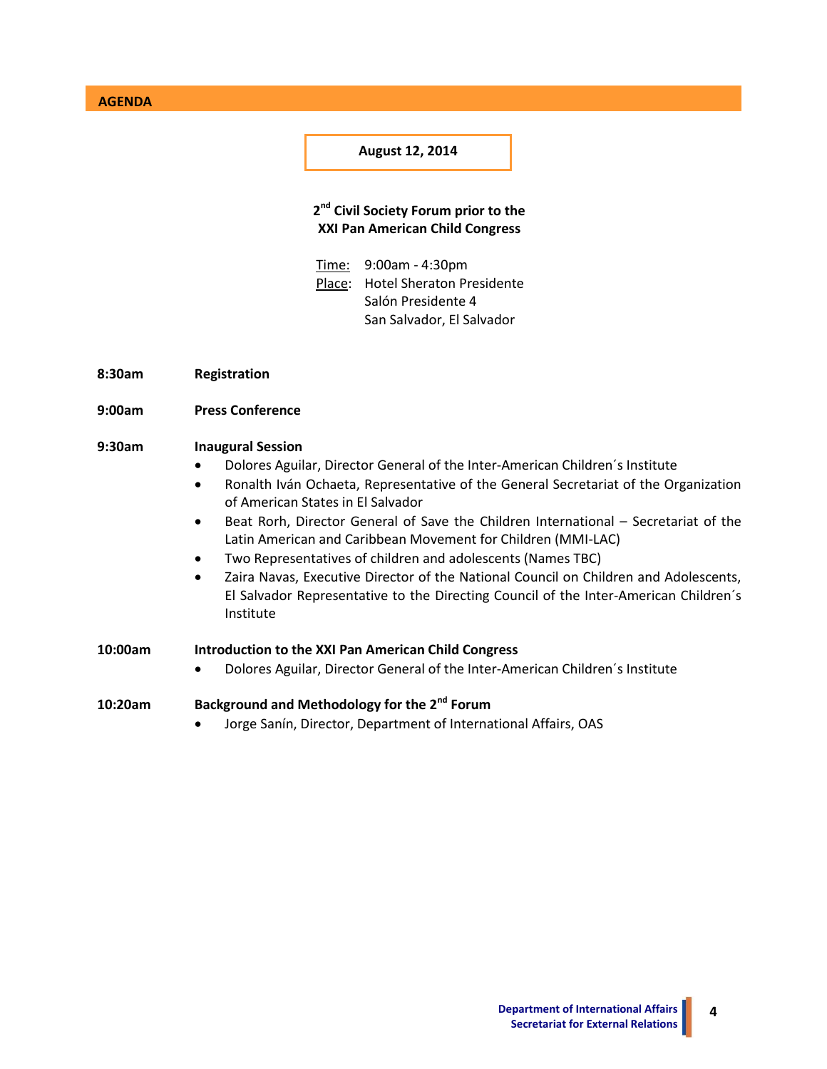## AGENDA

**August 12, 2014**

**2nd Civil Society Forum prior to the XXI Pan American Child Congress**

Time: 9:00am - 4:30pm
Place: Hotel Sheraton Presidente
Salón Presidente 4
San Salvador, El Salvador

**8:30am** **Registration**

**9:00am** **Press Conference**

**9:30am** **Inaugural Session**

- Dolores Aguilar, Director General of the Inter-American Children´s Institute
- Ronalth Iván Ochaeta, Representative of the General Secretariat of the Organization of American States in El Salvador
- Beat Rorh, Director General of Save the Children International – Secretariat of the Latin American and Caribbean Movement for Children (MMI-LAC)
- Two Representatives of children and adolescents (Names TBC)
- Zaira Navas, Executive Director of the National Council on Children and Adolescents, El Salvador Representative to the Directing Council of the Inter-American Children´s Institute

**10:00am** **Introduction to the XXI Pan American Child Congress**

- Dolores Aguilar, Director General of the Inter-American Children´s Institute

**10:20am** **Background and Methodology for the 2nd Forum**

- Jorge Sanín, Director, Department of International Affairs, OAS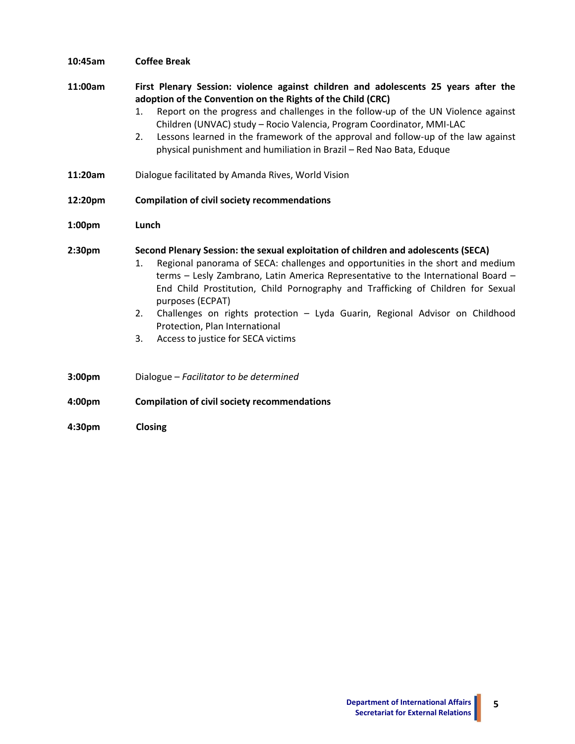**10:45am** **Coffee Break**

**11:00am** **First Plenary Session: violence against children and adolescents 25 years after the adoption of the Convention on the Rights of the Child (CRC)**

1. Report on the progress and challenges in the follow-up of the UN Violence against Children (UNVAC) study – Rocio Valencia, Program Coordinator, MMI-LAC
2. Lessons learned in the framework of the approval and follow-up of the law against physical punishment and humiliation in Brazil – Red Nao Bata, Eduque

**11:20am** Dialogue facilitated by Amanda Rives, World Vision

**12:20pm** **Compilation of civil society recommendations**

**1:00pm** **Lunch**

**2:30pm** **Second Plenary Session: the sexual exploitation of children and adolescents (SECA)**

1. Regional panorama of SECA: challenges and opportunities in the short and medium terms – Lesly Zambrano, Latin America Representative to the International Board – End Child Prostitution, Child Pornography and Trafficking of Children for Sexual purposes (ECPAT)
2. Challenges on rights protection – Lyda Guarin, Regional Advisor on Childhood Protection, Plan International
3. Access to justice for SECA victims

**3:00pm** Dialogue – *Facilitator to be determined*

**4:00pm** **Compilation of civil society recommendations**

**4:30pm** **Closing**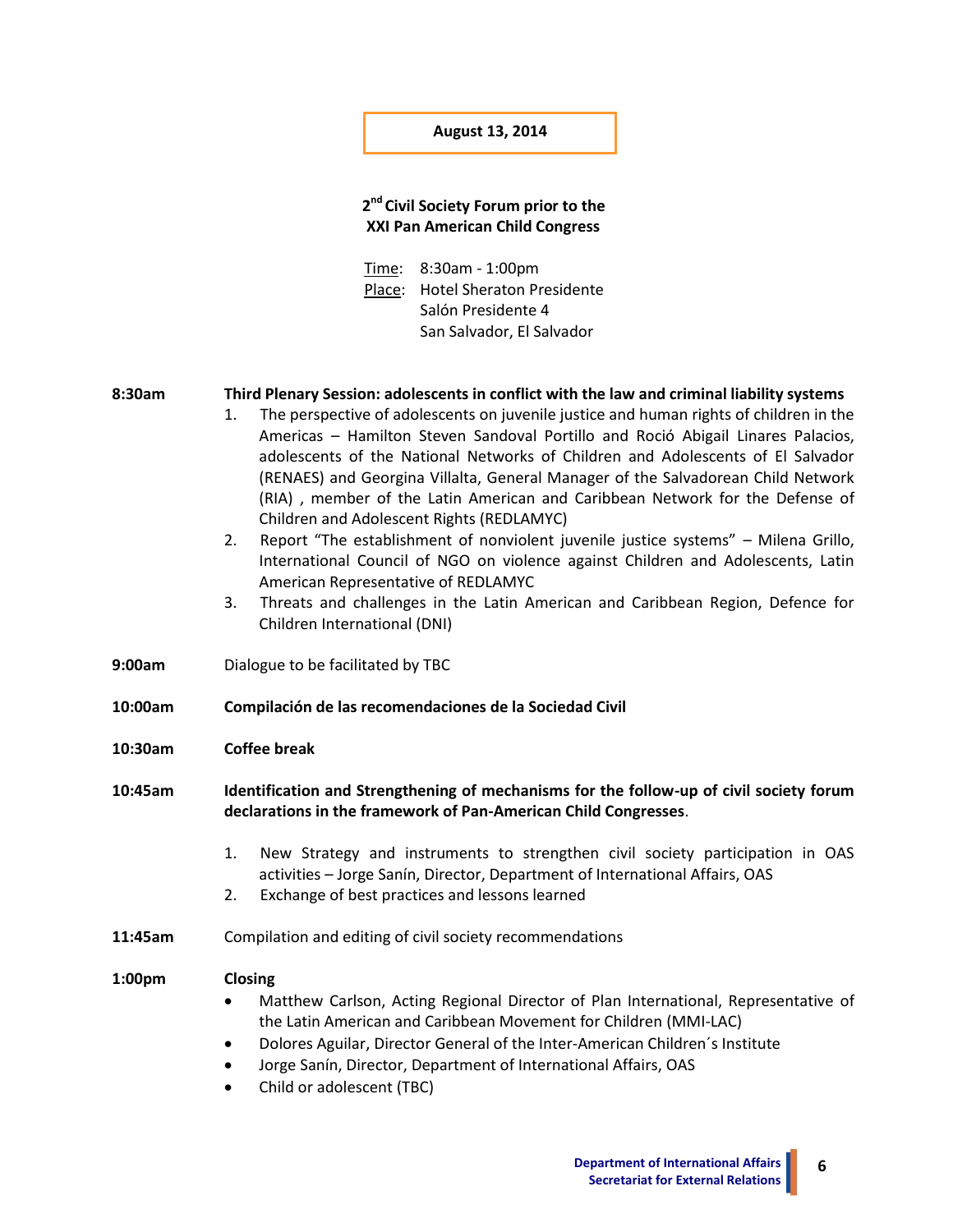**August 13, 2014**

**2nd Civil Society Forum prior to the XXI Pan American Child Congress**

Time: 8:30am - 1:00pm
Place: Hotel Sheraton Presidente
Salón Presidente 4
San Salvador, El Salvador

**8:30am** **Third Plenary Session: adolescents in conflict with the law and criminal liability systems**

1. The perspective of adolescents on juvenile justice and human rights of children in the Americas – Hamilton Steven Sandoval Portillo and Roció Abigail Linares Palacios, adolescents of the National Networks of Children and Adolescents of El Salvador (RENAES) and Georgina Villalta, General Manager of the Salvadorean Child Network (RIA) , member of the Latin American and Caribbean Network for the Defense of Children and Adolescent Rights (REDLAMYC)
2. Report "The establishment of nonviolent juvenile justice systems" – Milena Grillo, International Council of NGO on violence against Children and Adolescents, Latin American Representative of REDLAMYC
3. Threats and challenges in the Latin American and Caribbean Region, Defence for Children International (DNI)

**9:00am** Dialogue to be facilitated by TBC

**10:00am** **Compilación de las recomendaciones de la Sociedad Civil**

**10:30am** **Coffee break**

**10:45am** **Identification and Strengthening of mechanisms for the follow-up of civil society forum declarations in the framework of Pan-American Child Congresses**.

1. New Strategy and instruments to strengthen civil society participation in OAS activities – Jorge Sanín, Director, Department of International Affairs, OAS
2. Exchange of best practices and lessons learned

**11:45am** Compilation and editing of civil society recommendations

**1:00pm** **Closing**

- Matthew Carlson, Acting Regional Director of Plan International, Representative of the Latin American and Caribbean Movement for Children (MMI-LAC)
- Dolores Aguilar, Director General of the Inter-American Children´s Institute
- Jorge Sanín, Director, Department of International Affairs, OAS
- Child or adolescent (TBC)